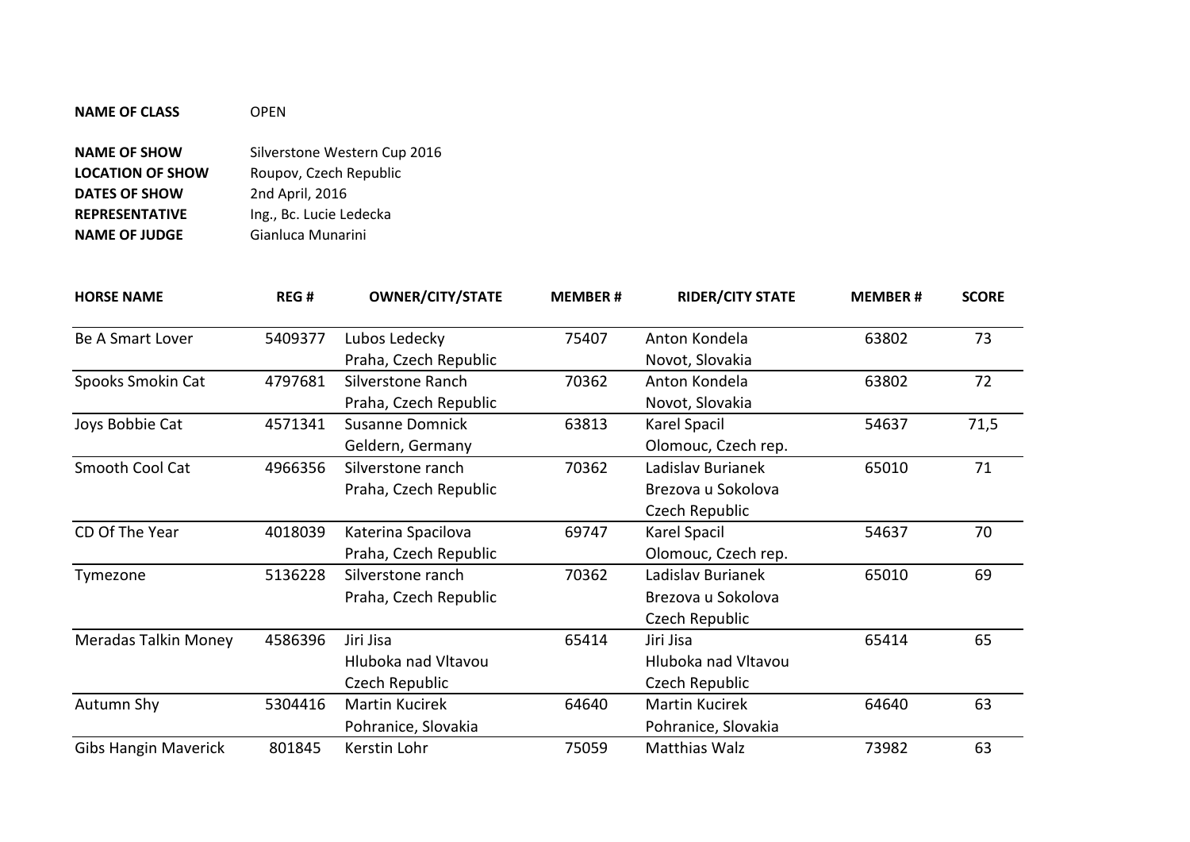**NAME OF CLASS** OPEN

**NAME OF SHOW** Silverstone Western Cup 2016
**LOCATION OF SHOW** Roupov, Czech Republic
**DATES OF SHOW** 2nd April, 2016
**REPRESENTATIVE** Ing., Bc. Lucie Ledecka
**NAME OF JUDGE** Gianluca Munarini

| HORSE NAME | REG # | OWNER/CITY/STATE | MEMBER # | RIDER/CITY STATE | MEMBER # | SCORE |
|---|---|---|---|---|---|---|
| Be A Smart Lover | 5409377 | Lubos Ledecky<br>Praha, Czech Republic | 75407 | Anton Kondela<br>Novot, Slovakia | 63802 | 73 |
| Spooks Smokin Cat | 4797681 | Silverstone Ranch<br>Praha, Czech Republic | 70362 | Anton Kondela<br>Novot, Slovakia | 63802 | 72 |
| Joys Bobbie Cat | 4571341 | Susanne Domnick<br>Geldern, Germany | 63813 | Karel Spacil<br>Olomouc, Czech rep. | 54637 | 71,5 |
| Smooth Cool Cat | 4966356 | Silverstone ranch<br>Praha, Czech Republic | 70362 | Ladislav Burianek<br>Brezova u Sokolova<br>Czech Republic | 65010 | 71 |
| CD Of The Year | 4018039 | Katerina Spacilova<br>Praha, Czech Republic | 69747 | Karel Spacil<br>Olomouc, Czech rep. | 54637 | 70 |
| Tymezone | 5136228 | Silverstone ranch<br>Praha, Czech Republic | 70362 | Ladislav Burianek<br>Brezova u Sokolova<br>Czech Republic | 65010 | 69 |
| Meradas Talkin Money | 4586396 | Jiri Jisa<br>Hluboka nad Vltavou<br>Czech Republic | 65414 | Jiri Jisa<br>Hluboka nad Vltavou<br>Czech Republic | 65414 | 65 |
| Autumn Shy | 5304416 | Martin Kucirek<br>Pohranice, Slovakia | 64640 | Martin Kucirek<br>Pohranice, Slovakia | 64640 | 63 |
| Gibs Hangin Maverick | 801845 | Kerstin Lohr | 75059 | Matthias Walz | 73982 | 63 |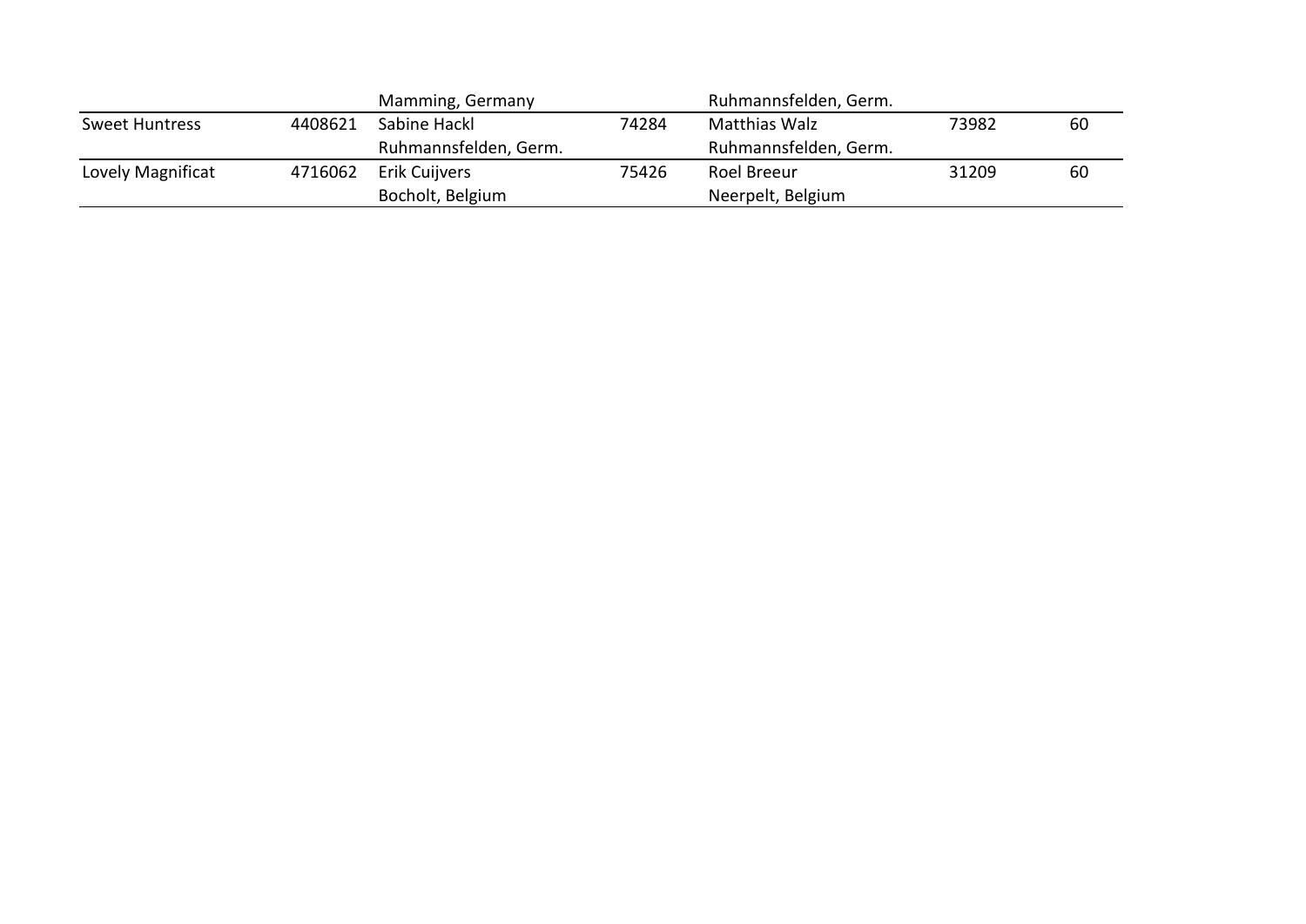| | | | | | | |
|---|---|---|---|---|---|---|
| | | Mamming, Germany | | Ruhmannsfelden, Germ. | | |
| Sweet Huntress | 4408621 | Sabine Hackl | 74284 | Matthias Walz | 73982 | 60 |
| | | Ruhmannsfelden, Germ. | | Ruhmannsfelden, Germ. | | |
| Lovely Magnificat | 4716062 | Erik Cuijvers | 75426 | Roel Breeur | 31209 | 60 |
| | | Bocholt, Belgium | | Neerpelt, Belgium | | |